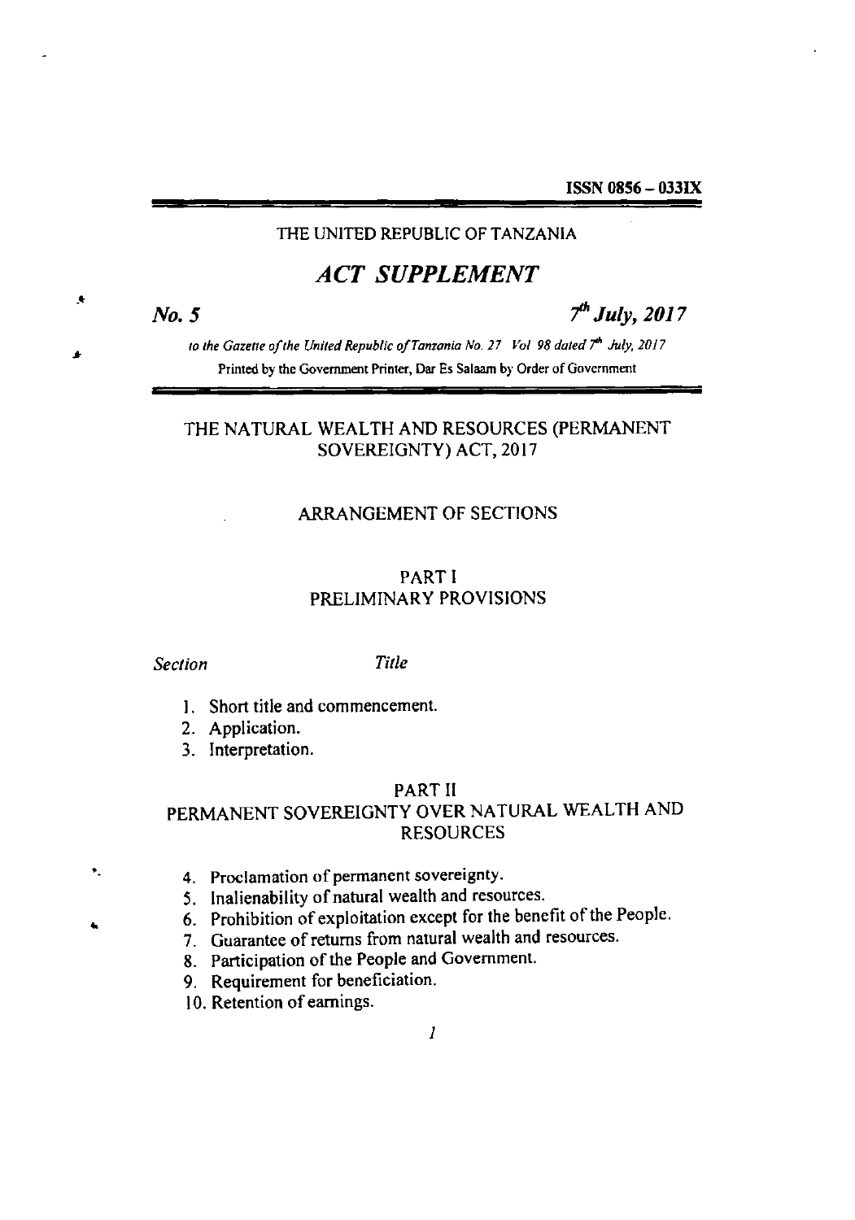ISSN 0856 – 033IX

THE UNITED REPUBLIC OF TANZANIA

# *ACT SUPPLEMENT*

***No. 5*** ***7th July, 2017***

*to the Gazette of the United Republic of Tanzania No. 27 Vol 98 dated 7th July, 2017*

Printed by the Government Printer, Dar Es Salaam by Order of Government

## THE NATURAL WEALTH AND RESOURCES (PERMANENT SOVEREIGNTY) ACT, 2017

### ARRANGEMENT OF SECTIONS

### PART I
### PRELIMINARY PROVISIONS

*Section* *Title*

1. Short title and commencement.
2. Application.
3. Interpretation.

### PART II
### PERMANENT SOVEREIGNTY OVER NATURAL WEALTH AND RESOURCES

4. Proclamation of permanent sovereignty.
5. Inalienability of natural wealth and resources.
6. Prohibition of exploitation except for the benefit of the People.
7. Guarantee of returns from natural wealth and resources.
8. Participation of the People and Government.
9. Requirement for beneficiation.
10. Retention of earnings.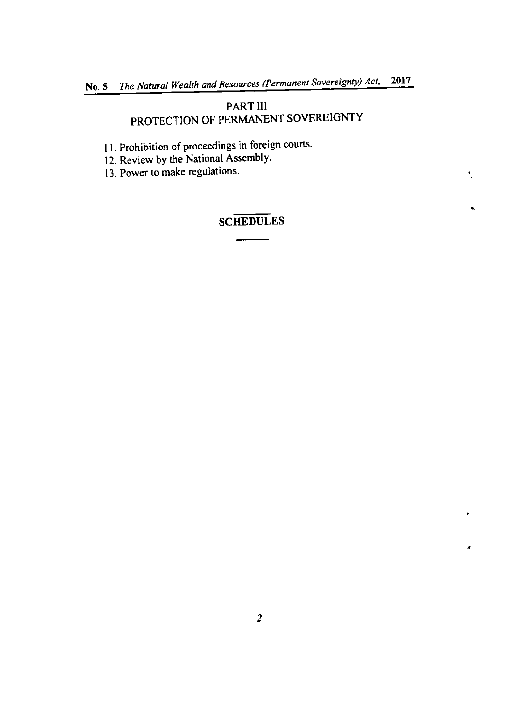## PART III
## PROTECTION OF PERMANENT SOVEREIGNTY

11. Prohibition of proceedings in foreign courts.
12. Review by the National Assembly.
13. Power to make regulations.

## SCHEDULES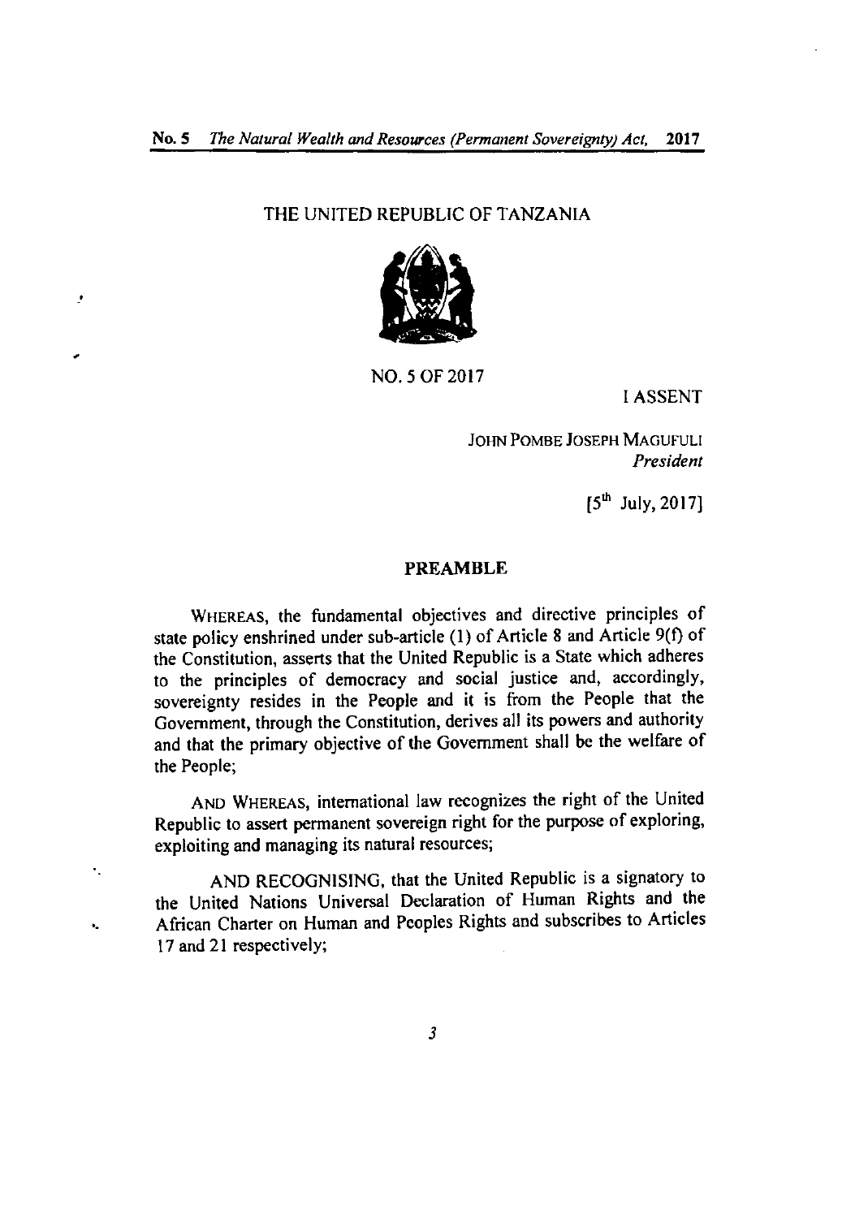THE UNITED REPUBLIC OF TANZANIA

NO. 5 OF 2017

I ASSENT

JOHN POMBE JOSEPH MAGUFULI
*President*

[5th July, 2017]

## PREAMBLE

WHEREAS, the fundamental objectives and directive principles of state policy enshrined under sub-article (1) of Article 8 and Article 9(f) of the Constitution, asserts that the United Republic is a State which adheres to the principles of democracy and social justice and, accordingly, sovereignty resides in the People and it is from the People that the Government, through the Constitution, derives all its powers and authority and that the primary objective of the Government shall be the welfare of the People;

AND WHEREAS, international law recognizes the right of the United Republic to assert permanent sovereign right for the purpose of exploring, exploiting and managing its natural resources;

AND RECOGNISING, that the United Republic is a signatory to the United Nations Universal Declaration of Human Rights and the African Charter on Human and Peoples Rights and subscribes to Articles 17 and 21 respectively;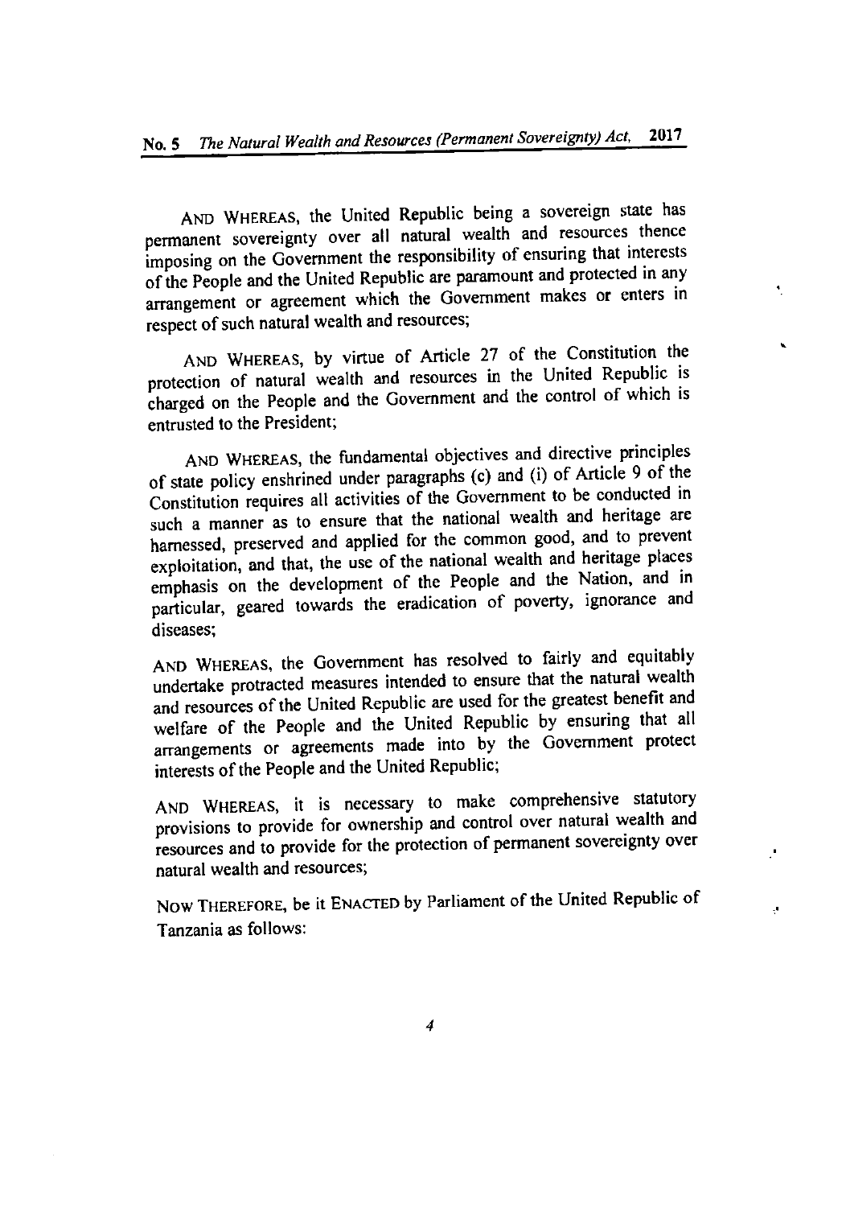AND WHEREAS, the United Republic being a sovereign state has permanent sovereignty over all natural wealth and resources thence imposing on the Government the responsibility of ensuring that interests of the People and the United Republic are paramount and protected in any arrangement or agreement which the Government makes or enters in respect of such natural wealth and resources;

AND WHEREAS, by virtue of Article 27 of the Constitution the protection of natural wealth and resources in the United Republic is charged on the People and the Government and the control of which is entrusted to the President;

AND WHEREAS, the fundamental objectives and directive principles of state policy enshrined under paragraphs (c) and (i) of Article 9 of the Constitution requires all activities of the Government to be conducted in such a manner as to ensure that the national wealth and heritage are harnessed, preserved and applied for the common good, and to prevent exploitation, and that, the use of the national wealth and heritage places emphasis on the development of the People and the Nation, and in particular, geared towards the eradication of poverty, ignorance and diseases;

AND WHEREAS, the Government has resolved to fairly and equitably undertake protracted measures intended to ensure that the natural wealth and resources of the United Republic are used for the greatest benefit and welfare of the People and the United Republic by ensuring that all arrangements or agreements made into by the Government protect interests of the People and the United Republic;

AND WHEREAS, it is necessary to make comprehensive statutory provisions to provide for ownership and control over natural wealth and resources and to provide for the protection of permanent sovereignty over natural wealth and resources;

NOW THEREFORE, be it ENACTED by Parliament of the United Republic of Tanzania as follows: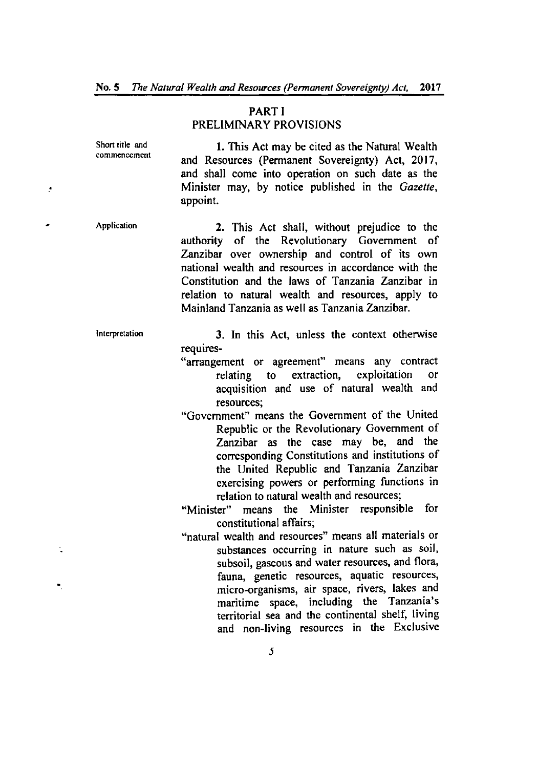## PART I
## PRELIMINARY PROVISIONS

Short title and commencement

**1.** This Act may be cited as the Natural Wealth and Resources (Permanent Sovereignty) Act, 2017, and shall come into operation on such date as the Minister may, by notice published in the *Gazette*, appoint.

Application

**2.** This Act shall, without prejudice to the authority of the Revolutionary Government of Zanzibar over ownership and control of its own national wealth and resources in accordance with the Constitution and the laws of Tanzania Zanzibar in relation to natural wealth and resources, apply to Mainland Tanzania as well as Tanzania Zanzibar.

Interpretation

**3.** In this Act, unless the context otherwise requires-

"arrangement or agreement" means any contract relating to extraction, exploitation or acquisition and use of natural wealth and resources;

"Government" means the Government of the United Republic or the Revolutionary Government of Zanzibar as the case may be, and the corresponding Constitutions and institutions of the United Republic and Tanzania Zanzibar exercising powers or performing functions in relation to natural wealth and resources;

"Minister" means the Minister responsible for constitutional affairs;

"natural wealth and resources" means all materials or substances occurring in nature such as soil, subsoil, gaseous and water resources, and flora, fauna, genetic resources, aquatic resources, micro-organisms, air space, rivers, lakes and maritime space, including the Tanzania's territorial sea and the continental shelf, living and non-living resources in the Exclusive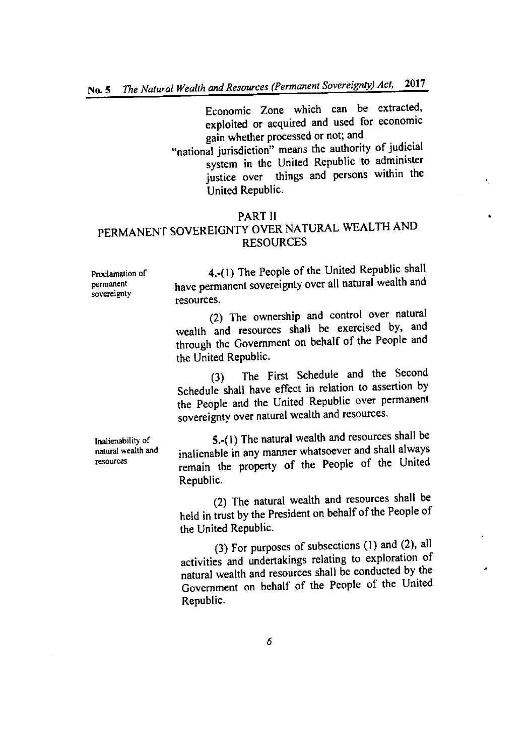Economic Zone which can be extracted, exploited or acquired and used for economic gain whether processed or not; and

"national jurisdiction" means the authority of judicial system in the United Republic to administer justice over things and persons within the United Republic.

## PART II
## PERMANENT SOVEREIGNTY OVER NATURAL WEALTH AND RESOURCES

**Proclamation of permanent sovereignty**

4.-(1) The People of the United Republic shall have permanent sovereignty over all natural wealth and resources.

(2) The ownership and control over natural wealth and resources shall be exercised by, and through the Government on behalf of the People and the United Republic.

(3) The First Schedule and the Second Schedule shall have effect in relation to assertion by the People and the United Republic over permanent sovereignty over natural wealth and resources.

**Inalienability of natural wealth and resources**

5.-(1) The natural wealth and resources shall be inalienable in any manner whatsoever and shall always remain the property of the People of the United Republic.

(2) The natural wealth and resources shall be held in trust by the President on behalf of the People of the United Republic.

(3) For purposes of subsections (1) and (2), all activities and undertakings relating to exploration of natural wealth and resources shall be conducted by the Government on behalf of the People of the United Republic.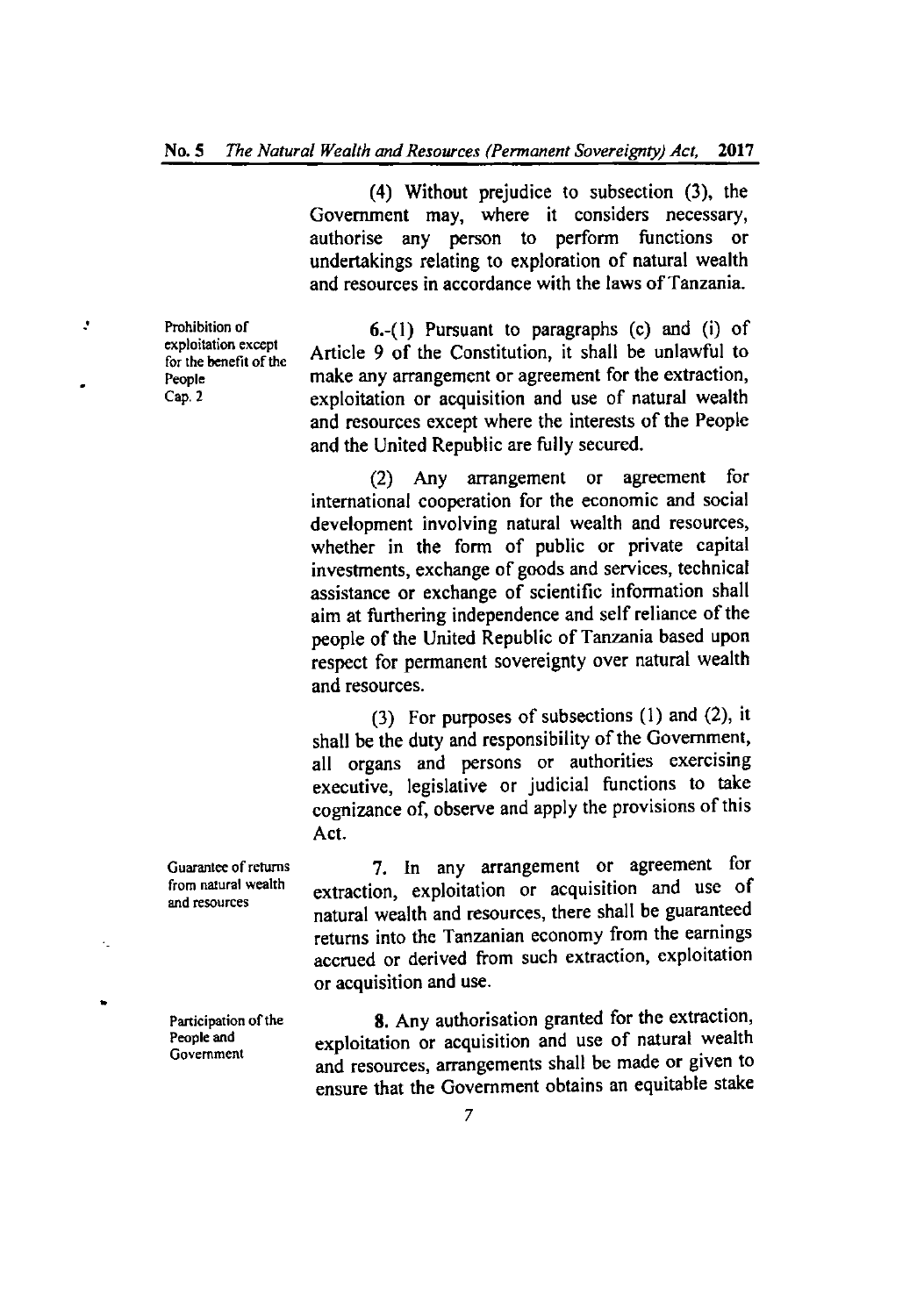(4) Without prejudice to subsection (3), the Government may, where it considers necessary, authorise any person to perform functions or undertakings relating to exploration of natural wealth and resources in accordance with the laws of Tanzania.

Prohibition of exploitation except for the benefit of the People
Cap. 2

**6.**-(1) Pursuant to paragraphs (c) and (i) of Article 9 of the Constitution, it shall be unlawful to make any arrangement or agreement for the extraction, exploitation or acquisition and use of natural wealth and resources except where the interests of the People and the United Republic are fully secured.

(2) Any arrangement or agreement for international cooperation for the economic and social development involving natural wealth and resources, whether in the form of public or private capital investments, exchange of goods and services, technical assistance or exchange of scientific information shall aim at furthering independence and self reliance of the people of the United Republic of Tanzania based upon respect for permanent sovereignty over natural wealth and resources.

(3) For purposes of subsections (1) and (2), it shall be the duty and responsibility of the Government, all organs and persons or authorities exercising executive, legislative or judicial functions to take cognizance of, observe and apply the provisions of this Act.

Guarantee of returns from natural wealth and resources

**7.** In any arrangement or agreement for extraction, exploitation or acquisition and use of natural wealth and resources, there shall be guaranteed returns into the Tanzanian economy from the earnings accrued or derived from such extraction, exploitation or acquisition and use.

Participation of the People and Government

**8.** Any authorisation granted for the extraction, exploitation or acquisition and use of natural wealth and resources, arrangements shall be made or given to ensure that the Government obtains an equitable stake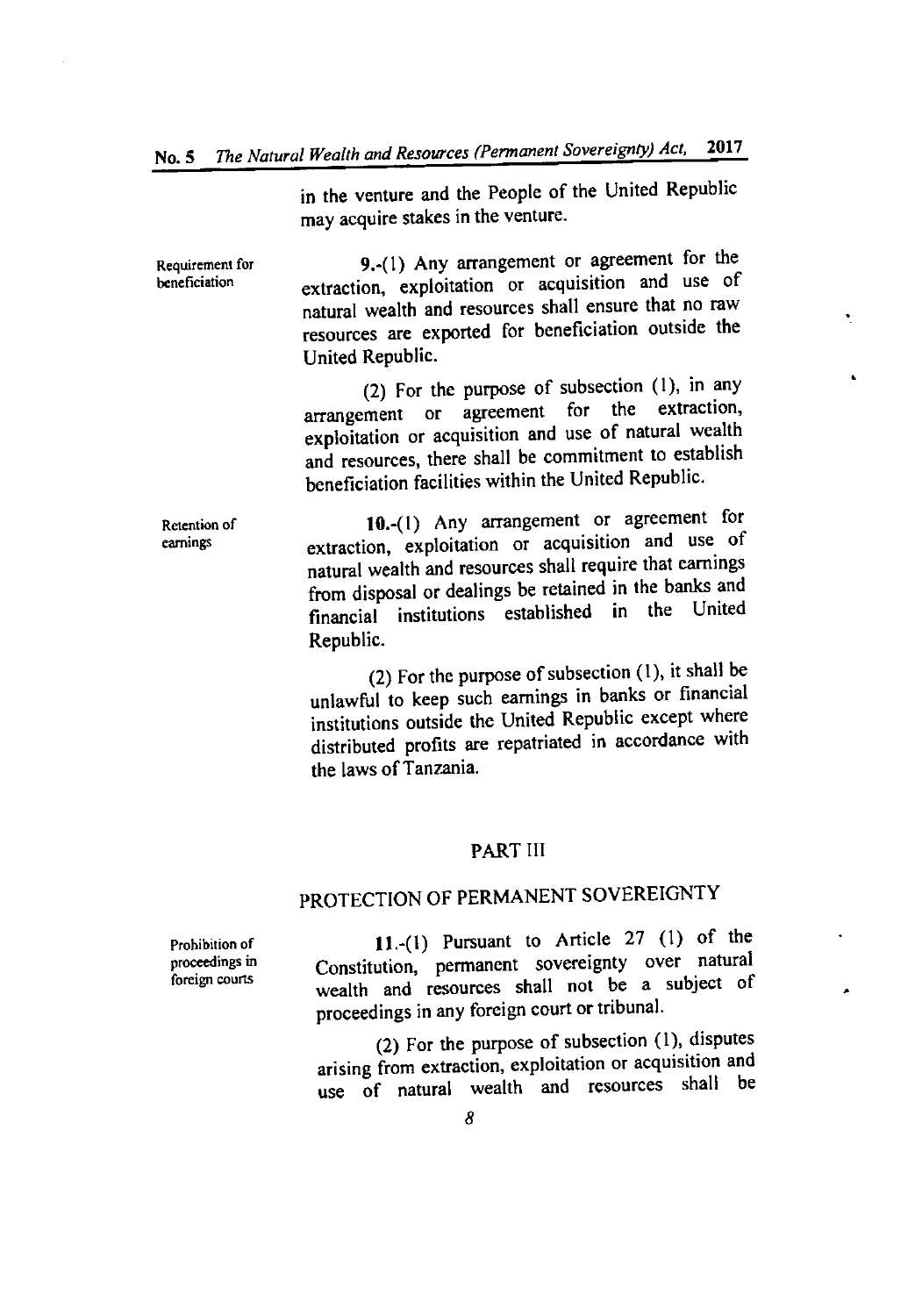in the venture and the People of the United Republic may acquire stakes in the venture.

**Requirement for beneficiation**

**9.**-(1) Any arrangement or agreement for the extraction, exploitation or acquisition and use of natural wealth and resources shall ensure that no raw resources are exported for beneficiation outside the United Republic.

(2) For the purpose of subsection (1), in any arrangement or agreement for the extraction, exploitation or acquisition and use of natural wealth and resources, there shall be commitment to establish beneficiation facilities within the United Republic.

**Retention of earnings**

**10.**-(1) Any arrangement or agreement for extraction, exploitation or acquisition and use of natural wealth and resources shall require that earnings from disposal or dealings be retained in the banks and financial institutions established in the United Republic.

(2) For the purpose of subsection (1), it shall be unlawful to keep such earnings in banks or financial institutions outside the United Republic except where distributed profits are repatriated in accordance with the laws of Tanzania.

## PART III

## PROTECTION OF PERMANENT SOVEREIGNTY

**Prohibition of proceedings in foreign courts**

**11.**-(1) Pursuant to Article 27 (1) of the Constitution, permanent sovereignty over natural wealth and resources shall not be a subject of proceedings in any foreign court or tribunal.

(2) For the purpose of subsection (1), disputes arising from extraction, exploitation or acquisition and use of natural wealth and resources shall be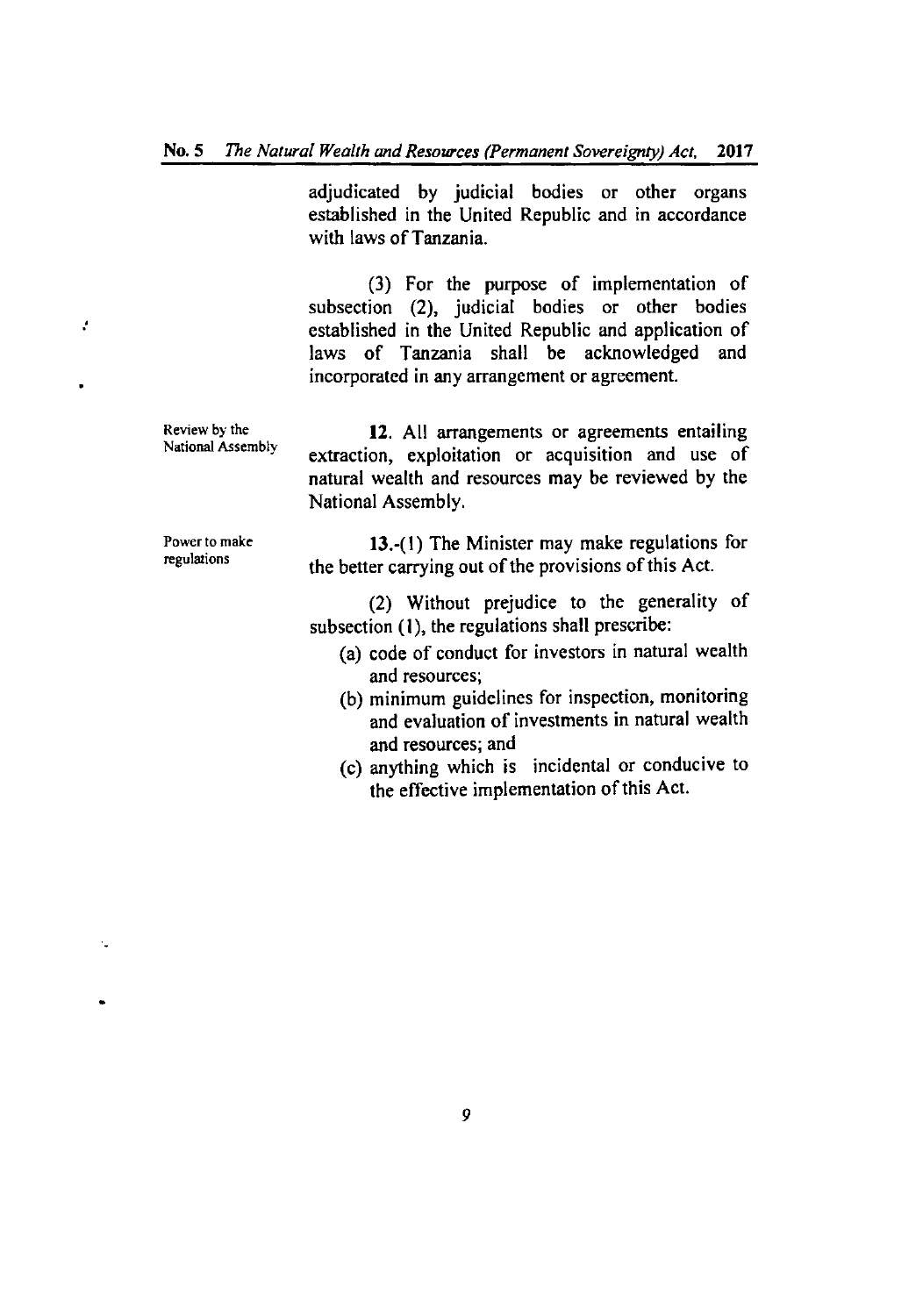adjudicated by judicial bodies or other organs established in the United Republic and in accordance with laws of Tanzania.

(3) For the purpose of implementation of subsection (2), judicial bodies or other bodies established in the United Republic and application of laws of Tanzania shall be acknowledged and incorporated in any arrangement or agreement.

*Review by the National Assembly*

**12.** All arrangements or agreements entailing extraction, exploitation or acquisition and use of natural wealth and resources may be reviewed by the National Assembly.

*Power to make regulations*

**13.**-(1) The Minister may make regulations for the better carrying out of the provisions of this Act.

(2) Without prejudice to the generality of subsection (1), the regulations shall prescribe:

(a) code of conduct for investors in natural wealth and resources;

(b) minimum guidelines for inspection, monitoring and evaluation of investments in natural wealth and resources; and

(c) anything which is incidental or conducive to the effective implementation of this Act.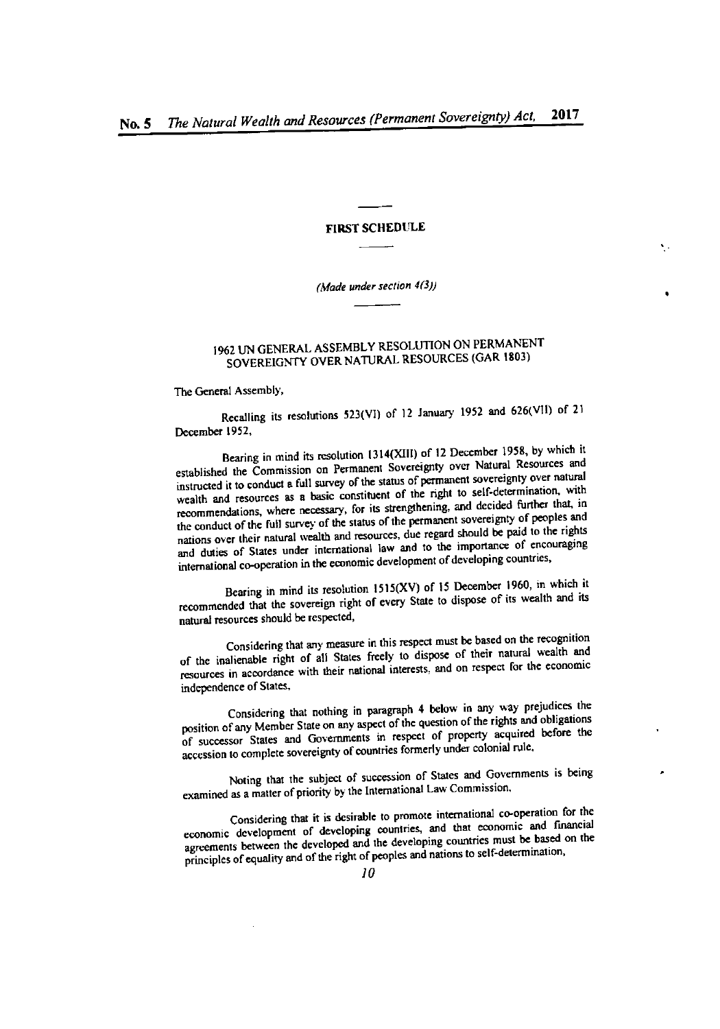## FIRST SCHEDULE

*(Made under section 4(3))*

### 1962 UN GENERAL ASSEMBLY RESOLUTION ON PERMANENT SOVEREIGNTY OVER NATURAL RESOURCES (GAR 1803)

The General Assembly,

Recalling its resolutions 523(VI) of 12 January 1952 and 626(VII) of 21 December 1952,

Bearing in mind its resolution 1314(XIII) of 12 December 1958, by which it established the Commission on Permanent Sovereignty over Natural Resources and instructed it to conduct a full survey of the status of permanent sovereignty over natural wealth and resources as a basic constituent of the right to self-determination, with recommendations, where necessary, for its strengthening, and decided further that, in the conduct of the full survey of the status of the permanent sovereignty of peoples and nations over their natural wealth and resources, due regard should be paid to the rights and duties of States under international law and to the importance of encouraging international co-operation in the economic development of developing countries,

Bearing in mind its resolution 1515(XV) of 15 December 1960, in which it recommended that the sovereign right of every State to dispose of its wealth and its natural resources should be respected,

Considering that any measure in this respect must be based on the recognition of the inalienable right of all States freely to dispose of their natural wealth and resources in accordance with their national interests, and on respect for the economic independence of States,

Considering that nothing in paragraph 4 below in any way prejudices the position of any Member State on any aspect of the question of the rights and obligations of successor States and Governments in respect of property acquired before the accession to complete sovereignty of countries formerly under colonial rule,

Noting that the subject of succession of States and Governments is being examined as a matter of priority by the International Law Commission,

Considering that it is desirable to promote international co-operation for the economic development of developing countries, and that economic and financial agreements between the developed and the developing countries must be based on the principles of equality and of the right of peoples and nations to self-determination,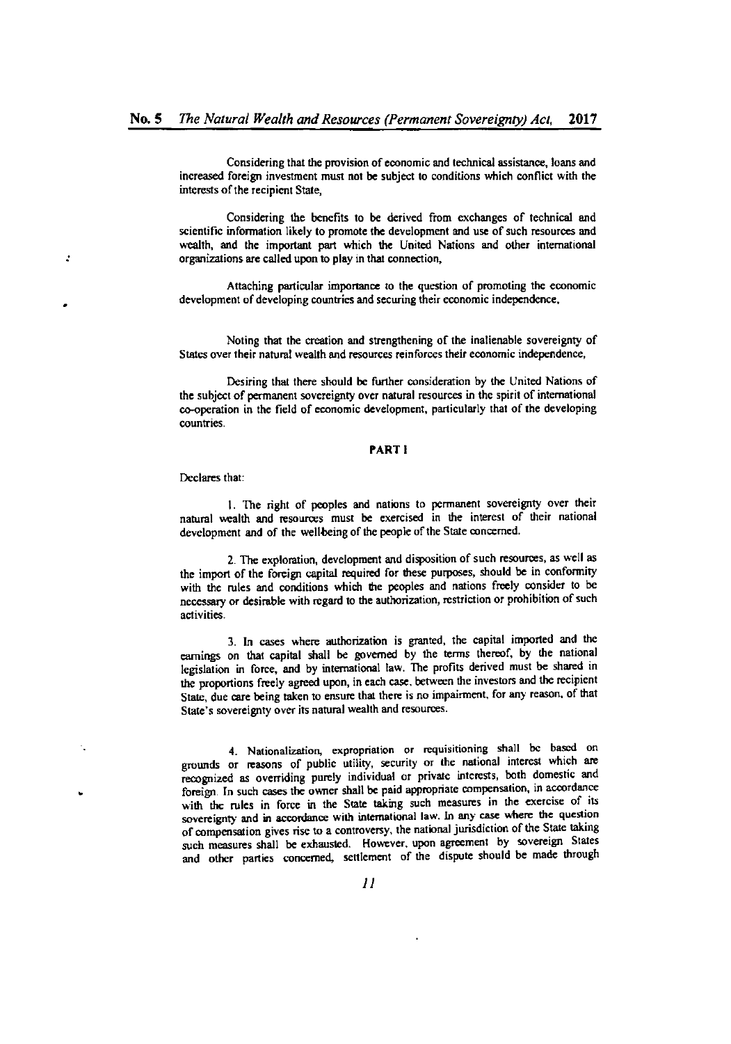Considering that the provision of economic and technical assistance, loans and increased foreign investment must not be subject to conditions which conflict with the interests of the recipient State,

Considering the benefits to be derived from exchanges of technical and scientific information likely to promote the development and use of such resources and wealth, and the important part which the United Nations and other international organizations are called upon to play in that connection,

Attaching particular importance to the question of promoting the economic development of developing countries and securing their economic independence,

Noting that the creation and strengthening of the inalienable sovereignty of States over their natural wealth and resources reinforces their economic independence,

Desiring that there should be further consideration by the United Nations of the subject of permanent sovereignty over natural resources in the spirit of international co-operation in the field of economic development, particularly that of the developing countries.

## PART I

Declares that:

1. The right of peoples and nations to permanent sovereignty over their natural wealth and resources must be exercised in the interest of their national development and of the wellbeing of the people of the State concerned.

2. The exploration, development and disposition of such resources, as well as the import of the foreign capital required for these purposes, should be in conformity with the rules and conditions which the peoples and nations freely consider to be necessary or desirable with regard to the authorization, restriction or prohibition of such activities.

3. In cases where authorization is granted, the capital imported and the earnings on that capital shall be governed by the terms thereof, by the national legislation in force, and by international law. The profits derived must be shared in the proportions freely agreed upon, in each case, between the investors and the recipient State, due care being taken to ensure that there is no impairment, for any reason, of that State's sovereignty over its natural wealth and resources.

4. Nationalization, expropriation or requisitioning shall be based on grounds or reasons of public utility, security or the national interest which are recognized as overriding purely individual or private interests, both domestic and foreign. In such cases the owner shall be paid appropriate compensation, in accordance with the rules in force in the State taking such measures in the exercise of its sovereignty and in accordance with international law. In any case where the question of compensation gives rise to a controversy, the national jurisdiction of the State taking such measures shall be exhausted. However, upon agreement by sovereign States and other parties concerned, settlement of the dispute should be made through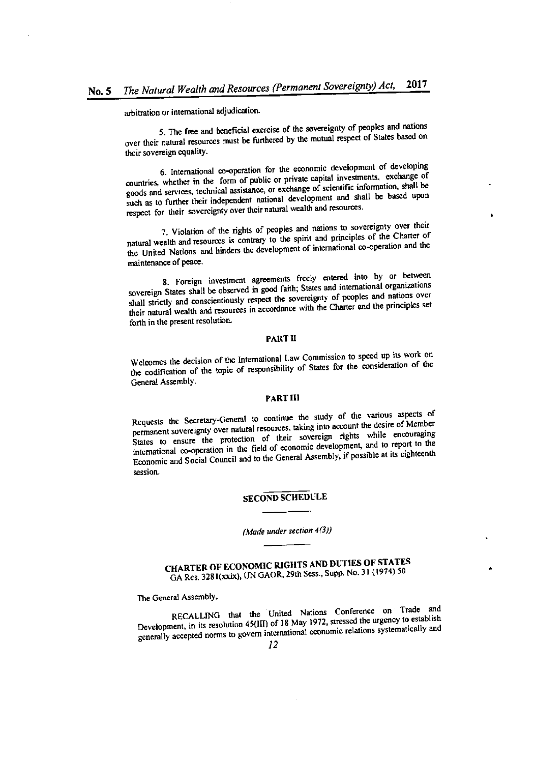arbitration or international adjudication.

5. The free and beneficial exercise of the sovereignty of peoples and nations over their natural resources must be furthered by the mutual respect of States based on their sovereign equality.

6. International co-operation for the economic development of developing countries, whether in the form of public or private capital investments, exchange of goods and services, technical assistance, or exchange of scientific information, shall be such as to further their independent national development and shall be based upon respect for their sovereignty over their natural wealth and resources.

7. Violation of the rights of peoples and nations to sovereignty over their natural wealth and resources is contrary to the spirit and principles of the Charter of the United Nations and hinders the development of international co-operation and the maintenance of peace.

8. Foreign investment agreements freely entered into by or between sovereign States shall be observed in good faith; States and international organizations shall strictly and conscientiously respect the sovereignty of peoples and nations over their natural wealth and resources in accordance with the Charter and the principles set forth in the present resolution.

### PART II

Welcomes the decision of the International Law Commission to speed up its work on the codification of the topic of responsibility of States for the consideration of the General Assembly.

### PART III

Requests the Secretary-General to continue the study of the various aspects of permanent sovereignty over natural resources, taking into account the desire of Member States to ensure the protection of their sovereign rights while encouraging international co-operation in the field of economic development, and to report to the Economic and Social Council and to the General Assembly, if possible at its eighteenth session.

## SECOND SCHEDULE

*(Made under section 4(3))*

## CHARTER OF ECONOMIC RIGHTS AND DUTIES OF STATES

GA Res. 3281(xxix), UN GAOR, 29th Sess., Supp. No. 31 (1974) 50

The General Assembly,

RECALLING that the United Nations Conference on Trade and Development, in its resolution 45(III) of 18 May 1972, stressed the urgency to establish generally accepted norms to govern international economic relations systematically and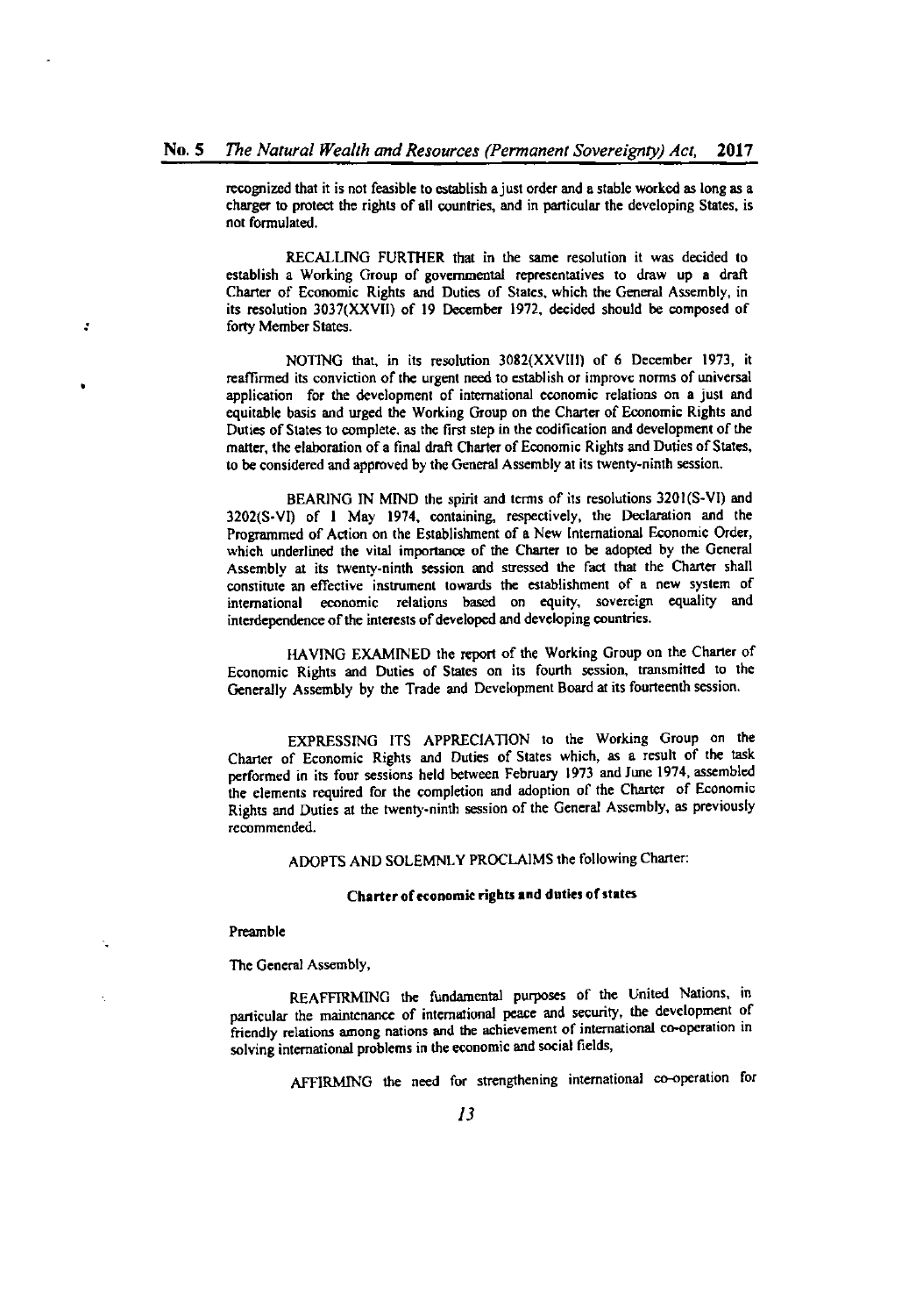recognized that it is not feasible to establish a just order and a stable worked as long as a charger to protect the rights of all countries, and in particular the developing States, is not formulated.

RECALLING FURTHER that in the same resolution it was decided to establish a Working Group of governmental representatives to draw up a draft Charter of Economic Rights and Duties of States, which the General Assembly, in its resolution 3037(XXVII) of 19 December 1972, decided should be composed of forty Member States.

NOTING that, in its resolution 3082(XXVIII) of 6 December 1973, it reaffirmed its conviction of the urgent need to establish or improve norms of universal application for the development of international economic relations on a just and equitable basis and urged the Working Group on the Charter of Economic Rights and Duties of States to complete, as the first step in the codification and development of the matter, the elaboration of a final draft Charter of Economic Rights and Duties of States, to be considered and approved by the General Assembly at its twenty-ninth session.

BEARING IN MIND the spirit and terms of its resolutions 3201(S-VI) and 3202(S-VI) of 1 May 1974, containing, respectively, the Declaration and the Programmed of Action on the Establishment of a New International Economic Order, which underlined the vital importance of the Charter to be adopted by the General Assembly at its twenty-ninth session and stressed the fact that the Charter shall constitute an effective instrument towards the establishment of a new system of international economic relations based on equity, sovereign equality and interdependence of the interests of developed and developing countries.

HAVING EXAMINED the report of the Working Group on the Charter of Economic Rights and Duties of States on its fourth session, transmitted to the Generally Assembly by the Trade and Development Board at its fourteenth session.

EXPRESSING ITS APPRECIATION to the Working Group on the Charter of Economic Rights and Duties of States which, as a result of the task performed in its four sessions held between February 1973 and June 1974, assembled the elements required for the completion and adoption of the Charter of Economic Rights and Duties at the twenty-ninth session of the General Assembly, as previously recommended.

ADOPTS AND SOLEMNLY PROCLAIMS the following Charter:

**Charter of economic rights and duties of states**

Preamble

The General Assembly,

REAFFIRMING the fundamental purposes of the United Nations, in particular the maintenance of international peace and security, the development of friendly relations among nations and the achievement of international co-operation in solving international problems in the economic and social fields,

AFFIRMING the need for strengthening international co-operation for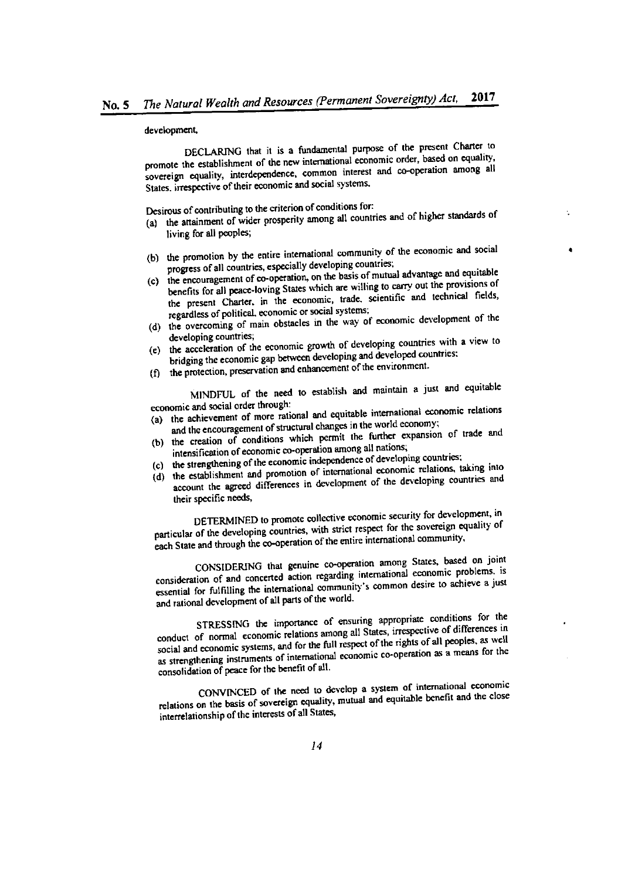development,

DECLARING that it is a fundamental purpose of the present Charter to promote the establishment of the new international economic order, based on equality, sovereign equality, interdependence, common interest and co-operation among all States. irrespective of their economic and social systems.

Desirous of contributing to the criterion of conditions for:

(a) the attainment of wider prosperity among all countries and of higher standards of living for all peoples;
(b) the promotion by the entire international community of the economic and social progress of all countries, especially developing countries;
(c) the encouragement of co-operation, on the basis of mutual advantage and equitable benefits for all peace-loving States which are willing to carry out the provisions of the present Charter, in the economic, trade, scientific and technical fields, regardless of political, economic or social systems;
(d) the overcoming of main obstacles in the way of economic development of the developing countries;
(e) the acceleration of the economic growth of developing countries with a view to bridging the economic gap between developing and developed countries:
(f) the protection, preservation and enhancement of the environment.

MINDFUL of the need to establish and maintain a just and equitable economic and social order through:

(a) the achievement of more rational and equitable international economic relations and the encouragement of structural changes in the world economy;
(b) the creation of conditions which permit the further expansion of trade and intensification of economic co-operation among all nations;
(c) the strengthening of the economic independence of developing countries;
(d) the establishment and promotion of international economic relations, taking into account the agreed differences in development of the developing countries and their specific needs,

DETERMINED to promote collective economic security for development, in particular of the developing countries, with strict respect for the sovereign equality of each State and through the co-operation of the entire international community,

CONSIDERING that genuine co-operation among States, based on joint consideration of and concerted action regarding international economic problems. is essential for fulfilling the international community's common desire to achieve a just and rational development of all parts of the world.

STRESSING the importance of ensuring appropriate conditions for the conduct of normal economic relations among all States, irrespective of differences in social and economic systems, and for the full respect of the rights of all peoples, as well as strengthening instruments of international economic co-operation as a means for the consolidation of peace for the benefit of all.

CONVINCED of the need to develop a system of international economic relations on the basis of sovereign equality, mutual and equitable benefit and the close interrelationship of the interests of all States,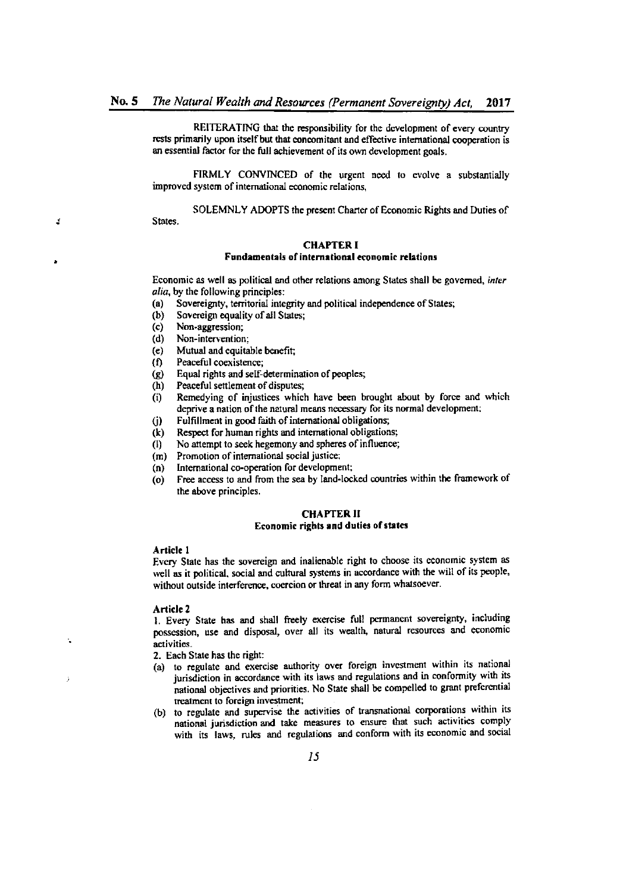REITERATING that the responsibility for the development of every country rests primarily upon itself but that concomitant and effective international cooperation is an essential factor for the full achievement of its own development goals.

FIRMLY CONVINCED of the urgent need to evolve a substantially improved system of international economic relations,

SOLEMNLY ADOPTS the present Charter of Economic Rights and Duties of States.

## CHAPTER I
### Fundamentals of international economic relations

Economic as well as political and other relations among States shall be governed, *inter alia*, by the following principles:

(a) Sovereignty, territorial integrity and political independence of States;
(b) Sovereign equality of all States;
(c) Non-aggression;
(d) Non-intervention;
(e) Mutual and equitable benefit;
(f) Peaceful coexistence;
(g) Equal rights and self-determination of peoples;
(h) Peaceful settlement of disputes;
(i) Remedying of injustices which have been brought about by force and which deprive a nation of the natural means necessary for its normal development;
(j) Fulfillment in good faith of international obligations;
(k) Respect for human rights and international obligations;
(l) No attempt to seek hegemony and spheres of influence;
(m) Promotion of international social justice;
(n) International co-operation for development;
(o) Free access to and from the sea by land-locked countries within the framework of the above principles.

## CHAPTER II
### Economic rights and duties of states

**Article 1**
Every State has the sovereign and inalienable right to choose its economic system as well as it political, social and cultural systems in accordance with the will of its people, without outside interference, coercion or threat in any form whatsoever.

**Article 2**
1. Every State has and shall freely exercise full permanent sovereignty, including possession, use and disposal, over all its wealth, natural resources and economic activities.
2. Each State has the right:
(a) to regulate and exercise authority over foreign investment within its national jurisdiction in accordance with its laws and regulations and in conformity with its national objectives and priorities. No State shall be compelled to grant preferential treatment to foreign investment;
(b) to regulate and supervise the activities of transnational corporations within its national jurisdiction and take measures to ensure that such activities comply with its laws, rules and regulations and conform with its economic and social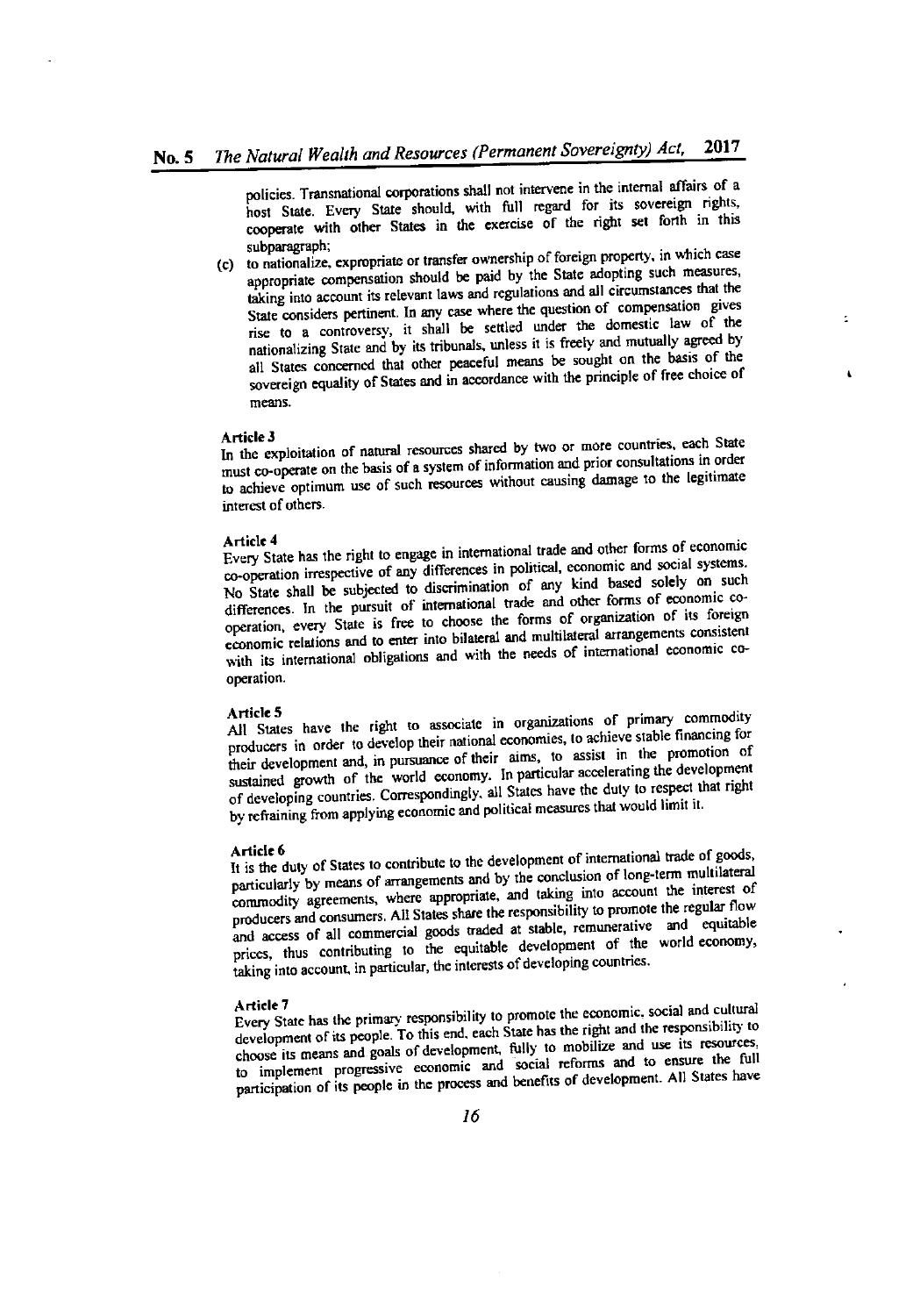policies. Transnational corporations shall not intervene in the internal affairs of a host State. Every State should, with full regard for its sovereign rights, cooperate with other States in the exercise of the right set forth in this subparagraph;

(c) to nationalize, expropriate or transfer ownership of foreign property, in which case appropriate compensation should be paid by the State adopting such measures, taking into account its relevant laws and regulations and all circumstances that the State considers pertinent. In any case where the question of compensation gives rise to a controversy, it shall be settled under the domestic law of the nationalizing State and by its tribunals, unless it is freely and mutually agreed by all States concerned that other peaceful means be sought on the basis of the sovereign equality of States and in accordance with the principle of free choice of means.

**Article 3**

In the exploitation of natural resources shared by two or more countries, each State must co-operate on the basis of a system of information and prior consultations in order to achieve optimum use of such resources without causing damage to the legitimate interest of others.

**Article 4**

Every State has the right to engage in international trade and other forms of economic co-operation irrespective of any differences in political, economic and social systems. No State shall be subjected to discrimination of any kind based solely on such differences. In the pursuit of international trade and other forms of economic co-operation, every State is free to choose the forms of organization of its foreign economic relations and to enter into bilateral and multilateral arrangements consistent with its international obligations and with the needs of international economic co-operation.

**Article 5**

All States have the right to associate in organizations of primary commodity producers in order to develop their national economies, to achieve stable financing for their development and, in pursuance of their aims, to assist in the promotion of sustained growth of the world economy. In particular accelerating the development of developing countries. Correspondingly, all States have the duty to respect that right by refraining from applying economic and political measures that would limit it.

**Article 6**

It is the duty of States to contribute to the development of international trade of goods, particularly by means of arrangements and by the conclusion of long-term multilateral commodity agreements, where appropriate, and taking into account the interest of producers and consumers. All States share the responsibility to promote the regular flow and access of all commercial goods traded at stable, remunerative and equitable prices, thus contributing to the equitable development of the world economy, taking into account, in particular, the interests of developing countries.

**Article 7**

Every State has the primary responsibility to promote the economic, social and cultural development of its people. To this end, each State has the right and the responsibility to choose its means and goals of development, fully to mobilize and use its resources, to implement progressive economic and social reforms and to ensure the full participation of its people in the process and benefits of development. All States have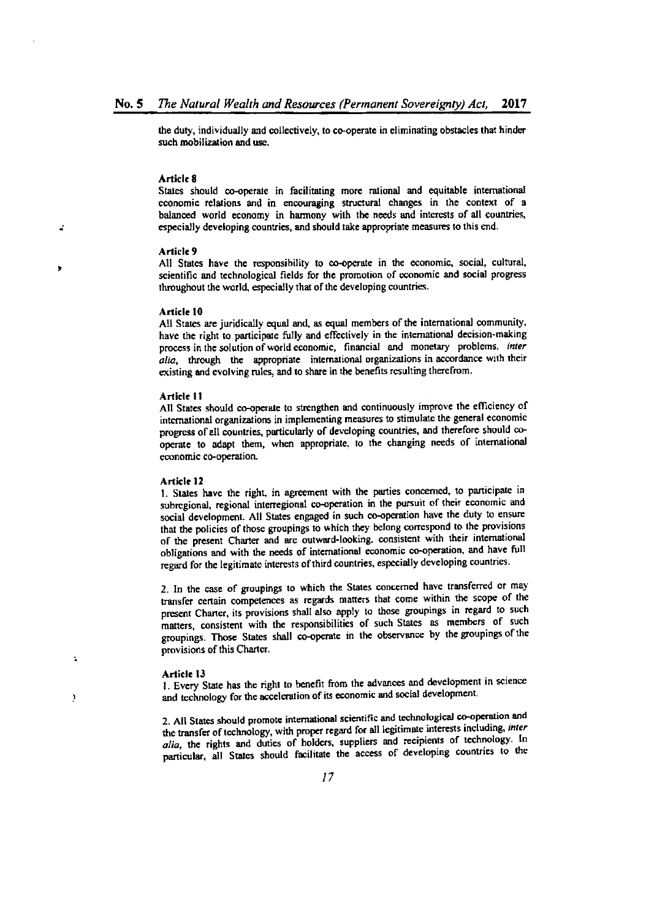the duty, individually and collectively, to co-operate in eliminating obstacles that hinder such mobilization and use.

**Article 8**
States should co-operate in facilitating more rational and equitable international economic relations and in encouraging structural changes in the context of a balanced world economy in harmony with the needs and interests of all countries, especially developing countries, and should take appropriate measures to this end.

**Article 9**
All States have the responsibility to co-operate in the economic, social, cultural, scientific and technological fields for the promotion of economic and social progress throughout the world, especially that of the developing countries.

**Article 10**
All States are juridically equal and, as equal members of the international community, have the right to participate fully and effectively in the international decision-making process in the solution of world economic, financial and monetary problems. *inter alia*, through the appropriate international organizations in accordance with their existing and evolving rules, and to share in the benefits resulting therefrom.

**Article 11**
All States should co-operate to strengthen and continuously improve the efficiency of international organizations in implementing measures to stimulate the general economic progress of all countries, particularly of developing countries, and therefore should co-operate to adapt them, when appropriate, to the changing needs of international economic co-operation.

**Article 12**
1. States have the right, in agreement with the parties concerned, to participate in subregional, regional interregional co-operation in the pursuit of their economic and social development. All States engaged in such co-operation have the duty to ensure that the policies of those groupings to which they belong correspond to the provisions of the present Charter and are outward-looking, consistent with their international obligations and with the needs of international economic co-operation, and have full regard for the legitimate interests of third countries, especially developing countries.

2. In the case of groupings to which the States concerned have transferred or may transfer certain competences as regards matters that come within the scope of the present Charter, its provisions shall also apply to those groupings in regard to such matters, consistent with the responsibilities of such States as members of such groupings. Those States shall co-operate in the observance by the groupings of the provisions of this Charter.

**Article 13**
1. Every State has the right to benefit from the advances and development in science and technology for the acceleration of its economic and social development.

2. All States should promote international scientific and technological co-operation and the transfer of technology, with proper regard for all legitimate interests including, *inter alia*, the rights and duties of holders, suppliers and recipients of technology. In particular, all States should facilitate the access of developing countries to the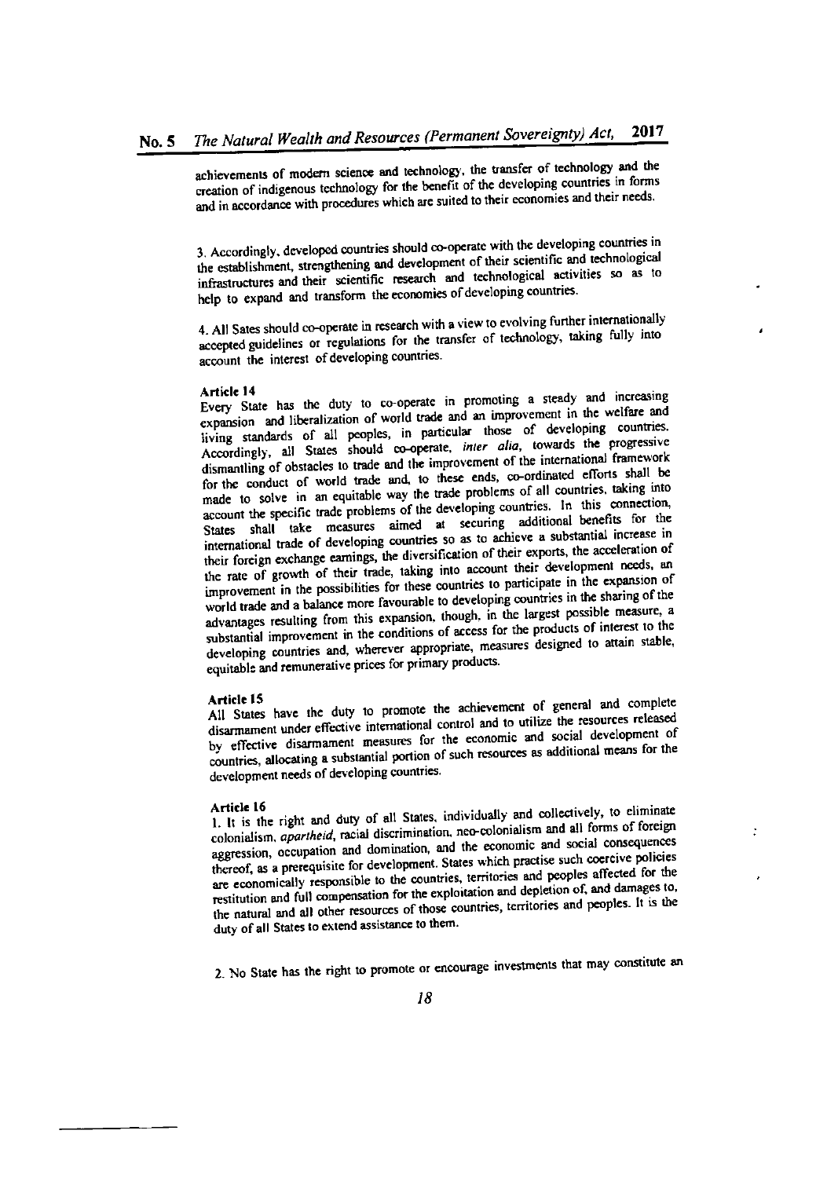achievements of modern science and technology, the transfer of technology and the creation of indigenous technology for the benefit of the developing countries in forms and in accordance with procedures which are suited to their economies and their needs.

3. Accordingly, developed countries should co-operate with the developing countries in the establishment, strengthening and development of their scientific and technological infrastructures and their scientific research and technological activities so as to help to expand and transform the economies of developing countries.

4. All Sates should co-operate in research with a view to evolving further internationally accepted guidelines or regulations for the transfer of technology, taking fully into account the interest of developing countries.

**Article 14**

Every State has the duty to co-operate in promoting a steady and increasing expansion and liberalization of world trade and an improvement in the welfare and living standards of all peoples, in particular those of developing countries. Accordingly, all States should co-operate, *inter alia*, towards the progressive dismantling of obstacles to trade and the improvement of the international framework for the conduct of world trade and, to these ends, co-ordinated efforts shall be made to solve in an equitable way the trade problems of all countries, taking into account the specific trade problems of the developing countries. In this connection, States shall take measures aimed at securing additional benefits for the international trade of developing countries so as to achieve a substantial increase in their foreign exchange earnings, the diversification of their exports, the acceleration of the rate of growth of their trade, taking into account their development needs, an improvement in the possibilities for these countries to participate in the expansion of world trade and a balance more favourable to developing countries in the sharing of the advantages resulting from this expansion, though, in the largest possible measure, a substantial improvement in the conditions of access for the products of interest to the developing countries and, wherever appropriate, measures designed to attain stable, equitable and remunerative prices for primary products.

**Article 15**

All States have the duty to promote the achievement of general and complete disarmament under effective international control and to utilize the resources released by effective disarmament measures for the economic and social development of countries, allocating a substantial portion of such resources as additional means for the development needs of developing countries.

**Article 16**

1. It is the right and duty of all States, individually and collectively, to eliminate colonialism, *apartheid*, racial discrimination, neo-colonialism and all forms of foreign aggression, occupation and domination, and the economic and social consequences thereof, as a prerequisite for development. States which practise such coercive policies are economically responsible to the countries, territories and peoples affected for the restitution and full compensation for the exploitation and depletion of, and damages to, the natural and all other resources of those countries, territories and peoples. It is the duty of all States to extend assistance to them.

2. No State has the right to promote or encourage investments that may constitute an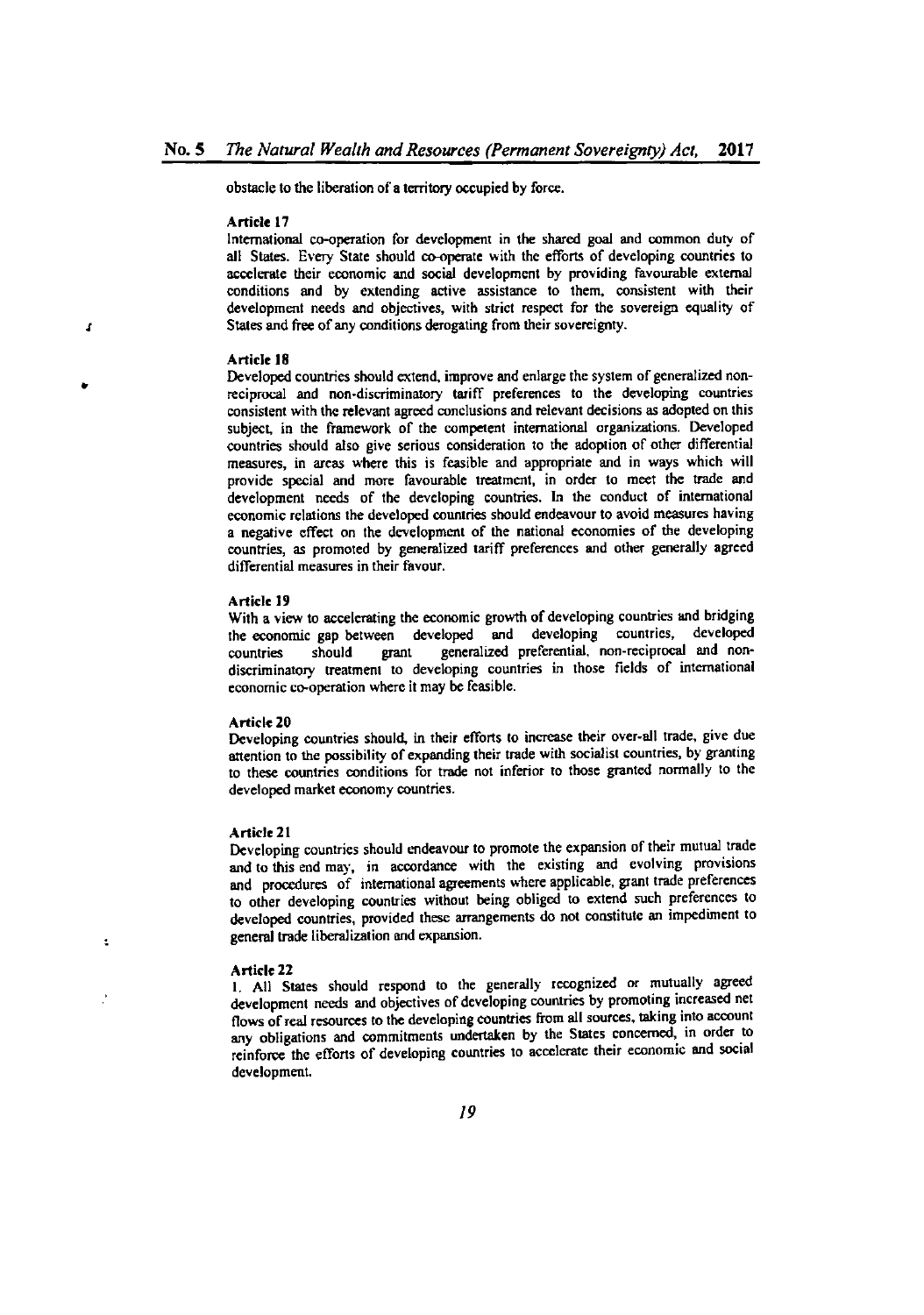obstacle to the liberation of a territory occupied by force.

**Article 17**

International co-operation for development in the shared goal and common duty of all States. Every State should co-operate with the efforts of developing countries to accelerate their economic and social development by providing favourable external conditions and by extending active assistance to them, consistent with their development needs and objectives, with strict respect for the sovereign equality of States and free of any conditions derogating from their sovereignty.

**Article 18**

Developed countries should extend, improve and enlarge the system of generalized non-reciprocal and non-discriminatory tariff preferences to the developing countries consistent with the relevant agreed conclusions and relevant decisions as adopted on this subject, in the framework of the competent international organizations. Developed countries should also give serious consideration to the adoption of other differential measures, in areas where this is feasible and appropriate and in ways which will provide special and more favourable treatment, in order to meet the trade and development needs of the developing countries. In the conduct of international economic relations the developed countries should endeavour to avoid measures having a negative effect on the development of the national economies of the developing countries, as promoted by generalized tariff preferences and other generally agreed differential measures in their favour.

**Article 19**

With a view to accelerating the economic growth of developing countries and bridging the economic gap between developed and developing countries, developed countries should grant generalized preferential, non-reciprocal and non-discriminatory treatment to developing countries in those fields of international economic co-operation where it may be feasible.

**Article 20**

Developing countries should, in their efforts to increase their over-all trade, give due attention to the possibility of expanding their trade with socialist countries, by granting to these countries conditions for trade not inferior to those granted normally to the developed market economy countries.

**Article 21**

Developing countries should endeavour to promote the expansion of their mutual trade and to this end may, in accordance with the existing and evolving provisions and procedures of international agreements where applicable, grant trade preferences to other developing countries without being obliged to extend such preferences to developed countries, provided these arrangements do not constitute an impediment to general trade liberalization and expansion.

**Article 22**

1. All States should respond to the generally recognized or mutually agreed development needs and objectives of developing countries by promoting increased net flows of real resources to the developing countries from all sources, taking into account any obligations and commitments undertaken by the States concerned, in order to reinforce the efforts of developing countries to accelerate their economic and social development.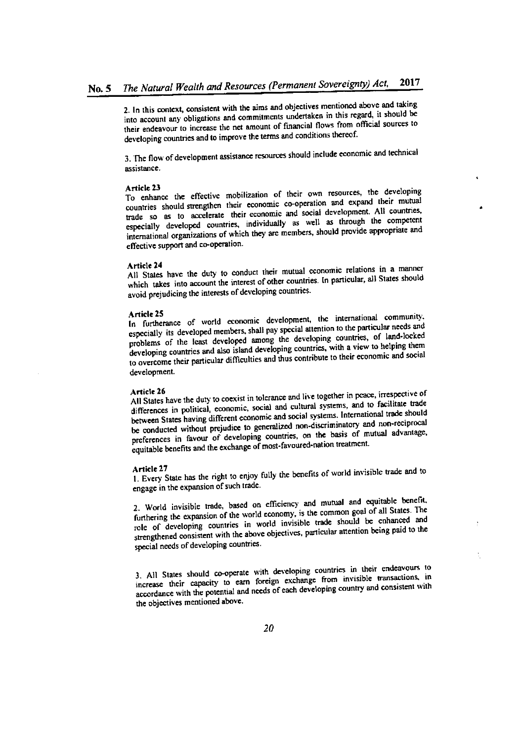2. In this context, consistent with the aims and objectives mentioned above and taking into account any obligations and commitments undertaken in this regard, it should be their endeavour to increase the net amount of financial flows from official sources to developing countries and to improve the terms and conditions thereof.

3. The flow of development assistance resources should include economic and technical assistance.

**Article 23**
To enhance the effective mobilization of their own resources, the developing countries should strengthen their economic co-operation and expand their mutual trade so as to accelerate their economic and social development. All countries, especially developed countries, individually as well as through the competent international organizations of which they are members, should provide appropriate and effective support and co-operation.

**Article 24**
All States have the duty to conduct their mutual economic relations in a manner which takes into account the interest of other countries. In particular, all States should avoid prejudicing the interests of developing countries.

**Article 25**
In furtherance of world economic development, the international community, especially its developed members, shall pay special attention to the particular needs and problems of the least developed among the developing countries, of land-locked developing countries and also island developing countries, with a view to helping them to overcome their particular difficulties and thus contribute to their economic and social development.

**Article 26**
All States have the duty to coexist in tolerance and live together in peace, irrespective of differences in political, economic, social and cultural systems, and to facilitate trade between States having different economic and social systems. International trade should be conducted without prejudice to generalized non-discriminatory and non-reciprocal preferences in favour of developing countries, on the basis of mutual advantage, equitable benefits and the exchange of most-favoured-nation treatment.

**Article 27**
1. Every State has the right to enjoy fully the benefits of world invisible trade and to engage in the expansion of such trade.

2. World invisible trade, based on efficiency and mutual and equitable benefit, furthering the expansion of the world economy, is the common goal of all States. The role of developing countries in world invisible trade should be enhanced and strengthened consistent with the above objectives, particular attention being paid to the special needs of developing countries.

3. All States should co-operate with developing countries in their endeavours to increase their capacity to earn foreign exchange from invisible transactions, in accordance with the potential and needs of each developing country and consistent with the objectives mentioned above.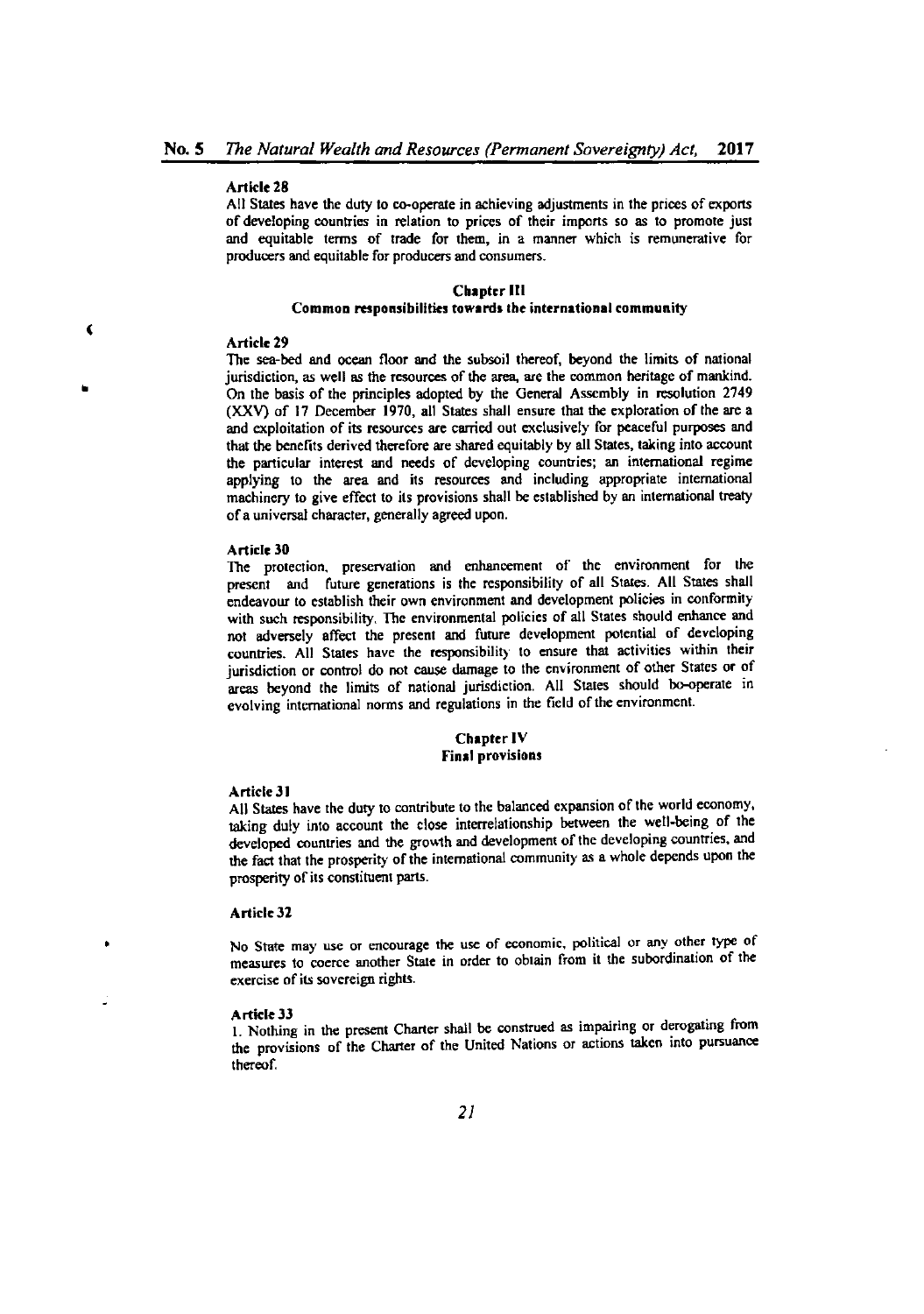#### Article 28
All States have the duty to co-operate in achieving adjustments in the prices of exports of developing countries in relation to prices of their imports so as to promote just and equitable terms of trade for them, in a manner which is remunerative for producers and equitable for producers and consumers.

## Chapter III
## Common responsibilities towards the international community

#### Article 29
The sea-bed and ocean floor and the subsoil thereof, beyond the limits of national jurisdiction, as well as the resources of the area, are the common heritage of mankind. On the basis of the principles adopted by the General Assembly in resolution 2749 (XXV) of 17 December 1970, all States shall ensure that the exploration of the are a and exploitation of its resources are carried out exclusively for peaceful purposes and that the benefits derived therefore are shared equitably by all States, taking into account the particular interest and needs of developing countries; an international regime applying to the area and its resources and including appropriate international machinery to give effect to its provisions shall be established by an international treaty of a universal character, generally agreed upon.

#### Article 30
The protection, preservation and enhancement of the environment for the present and future generations is the responsibility of all States. All States shall endeavour to establish their own environment and development policies in conformity with such responsibility. The environmental policies of all States should enhance and not adversely affect the present and future development potential of developing countries. All States have the responsibility to ensure that activities within their jurisdiction or control do not cause damage to the environment of other States or of areas beyond the limits of national jurisdiction. All States should bo-operate in evolving international norms and regulations in the field of the environment.

## Chapter IV
## Final provisions

#### Article 31
All States have the duty to contribute to the balanced expansion of the world economy, taking duly into account the close interrelationship between the well-being of the developed countries and the growth and development of the developing countries, and the fact that the prosperity of the international community as a whole depends upon the prosperity of its constituent parts.

#### Article 32
No State may use or encourage the use of economic, political or any other type of measures to coerce another State in order to obtain from it the subordination of the exercise of its sovereign rights.

#### Article 33
1. Nothing in the present Charter shall be construed as impairing or derogating from the provisions of the Charter of the United Nations or actions taken into pursuance thereof.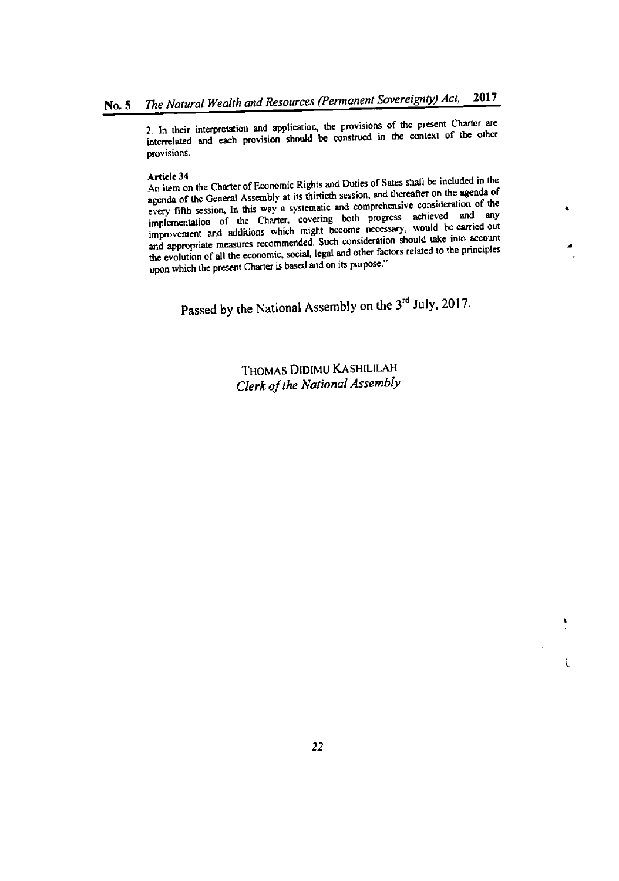2. In their interpretation and application, the provisions of the present Charter are interrelated and each provision should be construed in the context of the other provisions.

**Article 34**

An item on the Charter of Economic Rights and Duties of Sates shall be included in the agenda of the General Assembly at its thirtieth session, and thereafter on the agenda of every fifth session, In this way a systematic and comprehensive consideration of the implementation of the Charter, covering both progress achieved and any improvement and additions which might become necessary, would be carried out and appropriate measures recommended. Such consideration should take into account the evolution of all the economic, social, legal and other factors related to the principles upon which the present Charter is based and on its purpose."

Passed by the National Assembly on the 3rd July, 2017.

THOMAS DIDIMU KASHILILAH
*Clerk of the National Assembly*